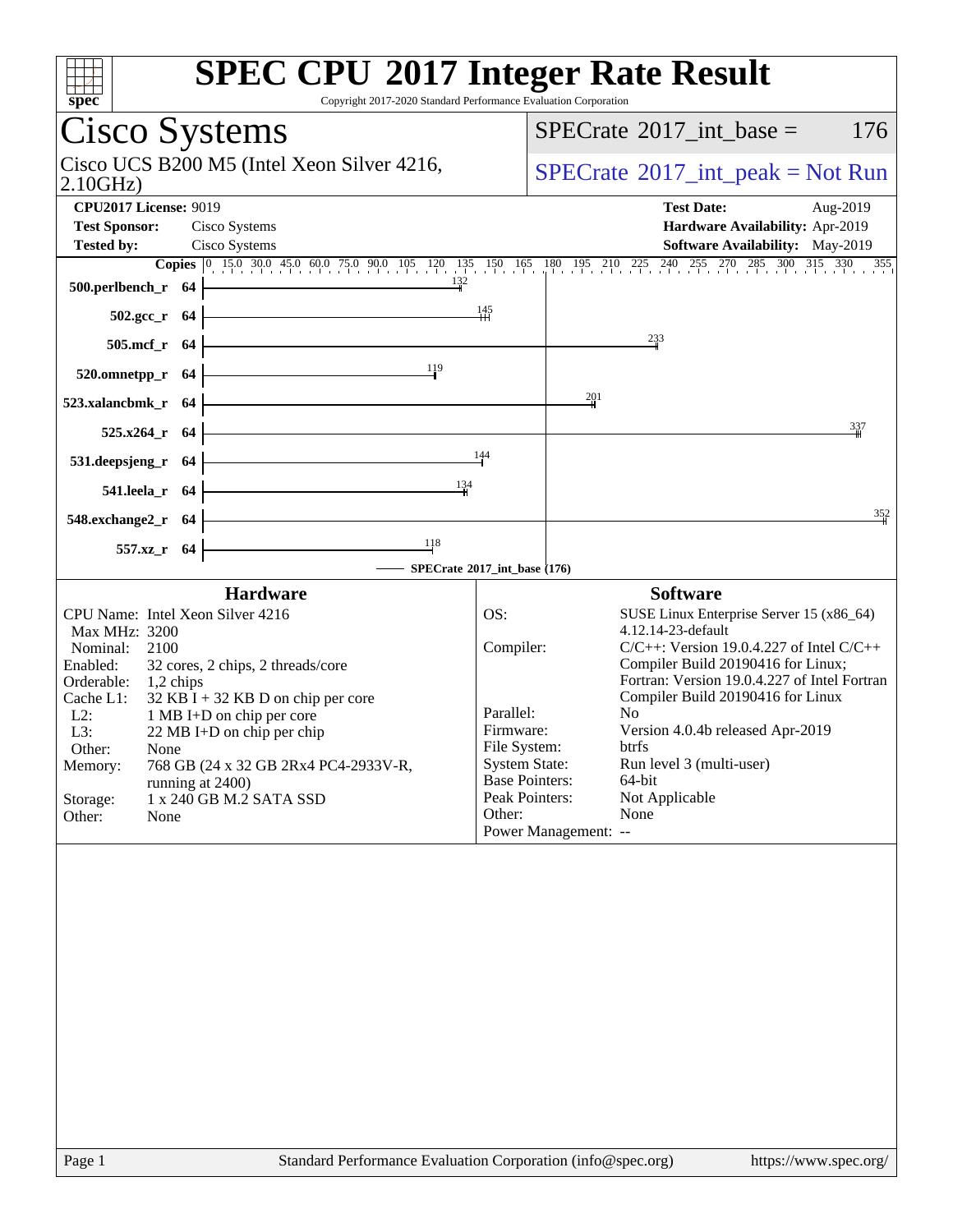# SPEC CPU 2017 Integer Rate Result

Copyright 2017-2020 Standard Performance Evaluation Corporation

## Cisco Systems

Cisco UCS B200 M5 (Intel Xeon Silver 4216, 2.10GHz)

SPECrate 2017_int_base = 176

SPECrate 2017_int_peak = Not Run

| | | | |
|---|---|---|---|
| **CPU2017 License:** | 9019 | **Test Date:** | Aug-2019 |
| **Test Sponsor:** | Cisco Systems | **Hardware Availability:** | Apr-2019 |
| **Tested by:** | Cisco Systems | **Software Availability:** | May-2019 |

| Benchmark | Copies | SPECrate 2017_int_base |
|---|---|---|
| 500.perlbench_r | 64 | 132 |
| 502.gcc_r | 64 | 145 |
| 505.mcf_r | 64 | 233 |
| 520.omnetpp_r | 64 | 119 |
| 523.xalancbmk_r | 64 | 201 |
| 525.x264_r | 64 | 337 |
| 531.deepsjeng_r | 64 | 144 |
| 541.leela_r | 64 | 134 |
| 548.exchange2_r | 64 | 352 |
| 557.xz_r | 64 | 118 |

SPECrate 2017_int_base (176)

### Hardware

| | |
|---|---|
| CPU Name: | Intel Xeon Silver 4216 |
| Max MHz: | 3200 |
| Nominal: | 2100 |
| Enabled: | 32 cores, 2 chips, 2 threads/core |
| Orderable: | 1,2 chips |
| Cache L1: | 32 KB I + 32 KB D on chip per core |
| L2: | 1 MB I+D on chip per core |
| L3: | 22 MB I+D on chip per chip |
| Other: | None |
| Memory: | 768 GB (24 x 32 GB 2Rx4 PC4-2933V-R, running at 2400) |
| Storage: | 1 x 240 GB M.2 SATA SSD |
| Other: | None |

### Software

| | |
|---|---|
| OS: | SUSE Linux Enterprise Server 15 (x86_64) 4.12.14-23-default |
| Compiler: | C/C++: Version 19.0.4.227 of Intel C/C++ Compiler Build 20190416 for Linux; Fortran: Version 19.0.4.227 of Intel Fortran Compiler Build 20190416 for Linux |
| Parallel: | No |
| Firmware: | Version 4.0.4b released Apr-2019 |
| File System: | btrfs |
| System State: | Run level 3 (multi-user) |
| Base Pointers: | 64-bit |
| Peak Pointers: | Not Applicable |
| Other: | None |
| Power Management: | -- |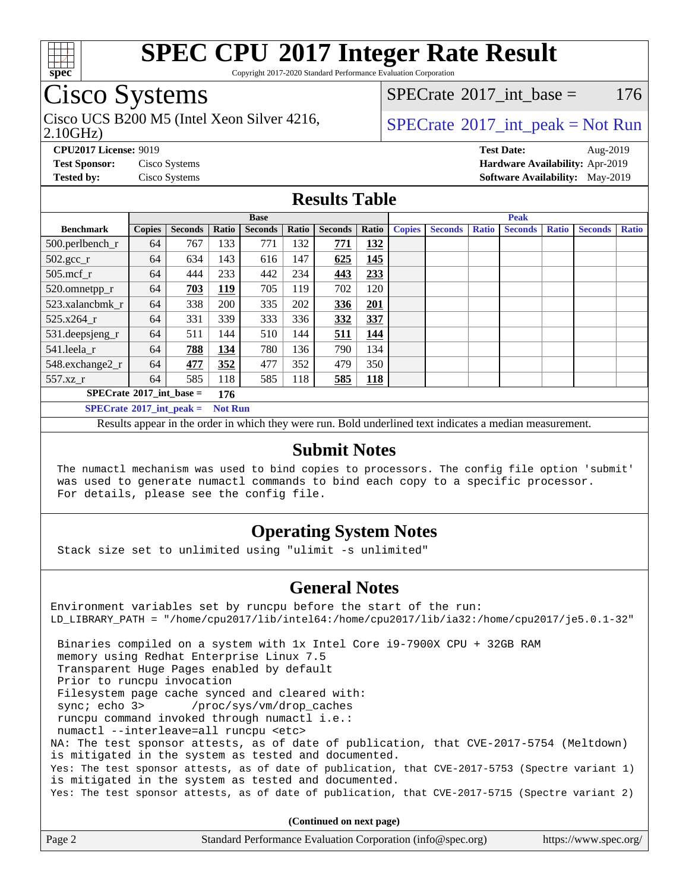# SPEC CPU 2017 Integer Rate Result

Copyright 2017-2020 Standard Performance Evaluation Corporation

## Cisco Systems

Cisco UCS B200 M5 (Intel Xeon Silver 4216, 2.10GHz)

SPECrate 2017_int_base = 176

SPECrate 2017_int_peak = Not Run

**CPU2017 License:** 9019
**Test Sponsor:** Cisco Systems
**Tested by:** Cisco Systems

**Test Date:** Aug-2019
**Hardware Availability:** Apr-2019
**Software Availability:** May-2019

## Results Table

| Benchmark | Base | | | | | | | Peak | | | | | | |
|---|---|---|---|---|---|---|---|---|---|---|---|---|---|---|
| | Copies | Seconds | Ratio | Seconds | Ratio | Seconds | Ratio | Copies | Seconds | Ratio | Seconds | Ratio | Seconds | Ratio |
| 500.perlbench_r | 64 | 767 | 133 | 771 | 132 | **771** | **132** | | | | | | | |
| 502.gcc_r | 64 | 634 | 143 | 616 | 147 | **625** | **145** | | | | | | | |
| 505.mcf_r | 64 | 444 | 233 | 442 | 234 | **443** | **233** | | | | | | | |
| 520.omnetpp_r | 64 | **703** | **119** | 705 | 119 | 702 | 120 | | | | | | | |
| 523.xalancbmk_r | 64 | 338 | 200 | 335 | 202 | **336** | **201** | | | | | | | |
| 525.x264_r | 64 | 331 | 339 | 333 | 336 | **332** | **337** | | | | | | | |
| 531.deepsjeng_r | 64 | 511 | 144 | 510 | 144 | **511** | **144** | | | | | | | |
| 541.leela_r | 64 | **788** | **134** | 780 | 136 | 790 | 134 | | | | | | | |
| 548.exchange2_r | 64 | **477** | **352** | 477 | 352 | 479 | 350 | | | | | | | |
| 557.xz_r | 64 | 585 | 118 | 585 | 118 | **585** | **118** | | | | | | | |

SPECrate 2017_int_base = **176**

SPECrate 2017_int_peak = **Not Run**

Results appear in the order in which they were run. Bold underlined text indicates a median measurement.

## Submit Notes

```
The numactl mechanism was used to bind copies to processors. The config file option 'submit'
was used to generate numactl commands to bind each copy to a specific processor.
For details, please see the config file.
```

## Operating System Notes

```
Stack size set to unlimited using "ulimit -s unlimited"
```

## General Notes

```
Environment variables set by runcpu before the start of the run:
LD_LIBRARY_PATH = "/home/cpu2017/lib/intel64:/home/cpu2017/lib/ia32:/home/cpu2017/je5.0.1-32"

 Binaries compiled on a system with 1x Intel Core i9-7900X CPU + 32GB RAM
 memory using Redhat Enterprise Linux 7.5
 Transparent Huge Pages enabled by default
 Prior to runcpu invocation
 Filesystem page cache synced and cleared with:
 sync; echo 3>       /proc/sys/vm/drop_caches
 runcpu command invoked through numactl i.e.:
 numactl --interleave=all runcpu <etc>
NA: The test sponsor attests, as of date of publication, that CVE-2017-5754 (Meltdown)
is mitigated in the system as tested and documented.
Yes: The test sponsor attests, as of date of publication, that CVE-2017-5753 (Spectre variant 1)
is mitigated in the system as tested and documented.
Yes: The test sponsor attests, as of date of publication, that CVE-2017-5715 (Spectre variant 2)
```

**(Continued on next page)**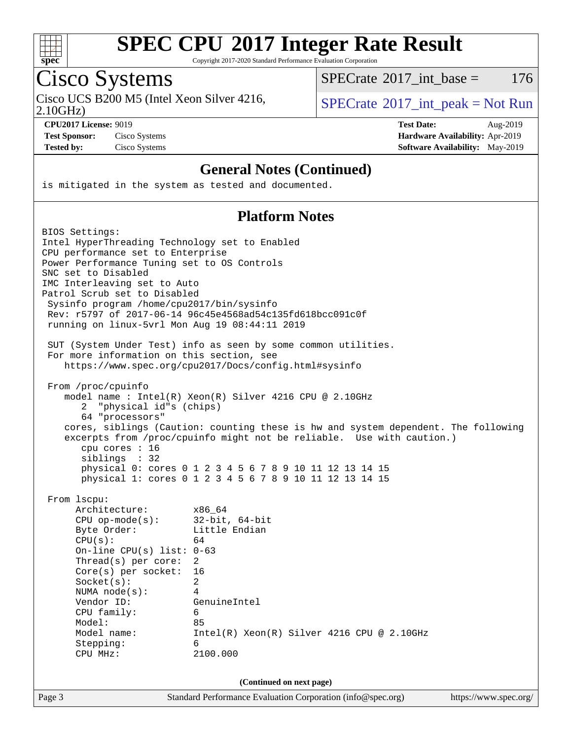# SPEC CPU 2017 Integer Rate Result

Copyright 2017-2020 Standard Performance Evaluation Corporation

## Cisco Systems

Cisco UCS B200 M5 (Intel Xeon Silver 4216, 2.10GHz)

SPECrate 2017_int_base = 176

SPECrate 2017_int_peak = Not Run

**CPU2017 License:** 9019
**Test Sponsor:** Cisco Systems
**Tested by:** Cisco Systems

**Test Date:** Aug-2019
**Hardware Availability:** Apr-2019
**Software Availability:** May-2019

### General Notes (Continued)

```
is mitigated in the system as tested and documented.
```

### Platform Notes

```
BIOS Settings:
Intel HyperThreading Technology set to Enabled
CPU performance set to Enterprise
Power Performance Tuning set to OS Controls
SNC set to Disabled
IMC Interleaving set to Auto
Patrol Scrub set to Disabled
 Sysinfo program /home/cpu2017/bin/sysinfo
 Rev: r5797 of 2017-06-14 96c45e4568ad54c135fd618bcc091c0f
 running on linux-5vrl Mon Aug 19 08:44:11 2019

 SUT (System Under Test) info as seen by some common utilities.
 For more information on this section, see
    https://www.spec.org/cpu2017/Docs/config.html#sysinfo

 From /proc/cpuinfo
    model name : Intel(R) Xeon(R) Silver 4216 CPU @ 2.10GHz
       2  "physical id"s (chips)
       64 "processors"
    cores, siblings (Caution: counting these is hw and system dependent. The following
    excerpts from /proc/cpuinfo might not be reliable.  Use with caution.)
       cpu cores : 16
       siblings  : 32
       physical 0: cores 0 1 2 3 4 5 6 7 8 9 10 11 12 13 14 15
       physical 1: cores 0 1 2 3 4 5 6 7 8 9 10 11 12 13 14 15

 From lscpu:
      Architecture:          x86_64
      CPU op-mode(s):        32-bit, 64-bit
      Byte Order:            Little Endian
      CPU(s):                64
      On-line CPU(s) list: 0-63
      Thread(s) per core:  2
      Core(s) per socket:  16
      Socket(s):             2
      NUMA node(s):          4
      Vendor ID:             GenuineIntel
      CPU family:            6
      Model:                 85
      Model name:            Intel(R) Xeon(R) Silver 4216 CPU @ 2.10GHz
      Stepping:              6
      CPU MHz:               2100.000
```

(Continued on next page)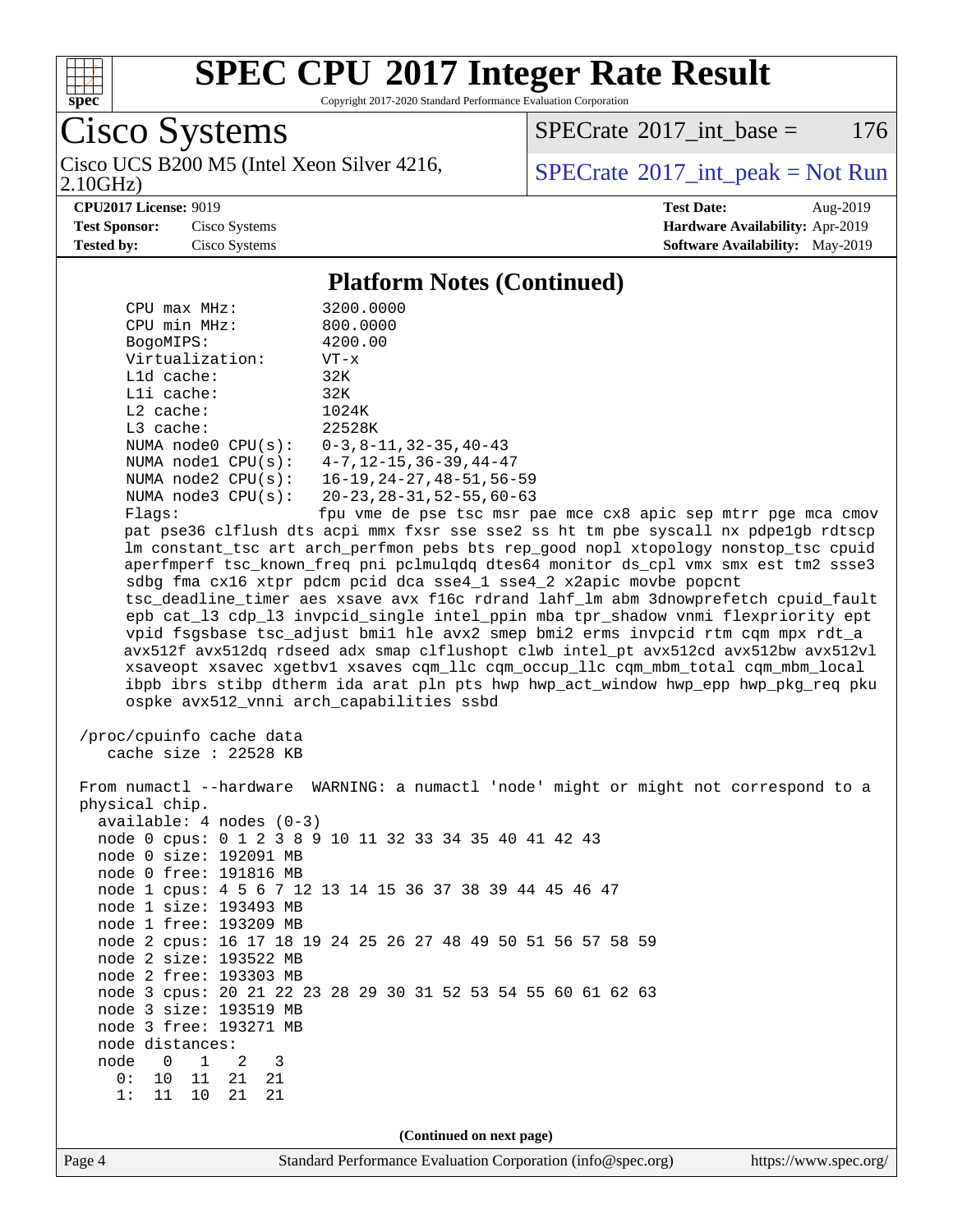# SPEC CPU 2017 Integer Rate Result

Copyright 2017-2020 Standard Performance Evaluation Corporation

## Cisco Systems

Cisco UCS B200 M5 (Intel Xeon Silver 4216, 2.10GHz)

SPECrate 2017_int_base = 176

SPECrate 2017_int_peak = Not Run

**CPU2017 License:** 9019
**Test Sponsor:** Cisco Systems
**Tested by:** Cisco Systems

**Test Date:** Aug-2019
**Hardware Availability:** Apr-2019
**Software Availability:** May-2019

### Platform Notes (Continued)

```
    CPU max MHz:         3200.0000
    CPU min MHz:         800.0000
    BogoMIPS:            4200.00
    Virtualization:      VT-x
    L1d cache:           32K
    L1i cache:           32K
    L2 cache:            1024K
    L3 cache:            22528K
    NUMA node0 CPU(s):   0-3,8-11,32-35,40-43
    NUMA node1 CPU(s):   4-7,12-15,36-39,44-47
    NUMA node2 CPU(s):   16-19,24-27,48-51,56-59
    NUMA node3 CPU(s):   20-23,28-31,52-55,60-63
    Flags:               fpu vme de pse tsc msr pae mce cx8 apic sep mtrr pge mca cmov
    pat pse36 clflush dts acpi mmx fxsr sse sse2 ss ht tm pbe syscall nx pdpe1gb rdtscp
    lm constant_tsc art arch_perfmon pebs bts rep_good nopl xtopology nonstop_tsc cpuid
    aperfmperf tsc_known_freq pni pclmulqdq dtes64 monitor ds_cpl vmx smx est tm2 ssse3
    sdbg fma cx16 xtpr pdcm pcid dca sse4_1 sse4_2 x2apic movbe popcnt
    tsc_deadline_timer aes xsave avx f16c rdrand lahf_lm abm 3dnowprefetch cpuid_fault
    epb cat_l3 cdp_l3 invpcid_single intel_ppin mba tpr_shadow vnmi flexpriority ept
    vpid fsgsbase tsc_adjust bmi1 hle avx2 smep bmi2 erms invpcid rtm cqm mpx rdt_a
    avx512f avx512dq rdseed adx smap clflushopt clwb intel_pt avx512cd avx512bw avx512vl
    xsaveopt xsavec xgetbv1 xsaves cqm_llc cqm_occup_llc cqm_mbm_total cqm_mbm_local
    ibpb ibrs stibp dtherm ida arat pln pts hwp hwp_act_window hwp_epp hwp_pkg_req pku
    ospke avx512_vnni arch_capabilities ssbd

 /proc/cpuinfo cache data
    cache size : 22528 KB

 From numactl --hardware  WARNING: a numactl 'node' might or might not correspond to a
 physical chip.
   available: 4 nodes (0-3)
   node 0 cpus: 0 1 2 3 8 9 10 11 32 33 34 35 40 41 42 43
   node 0 size: 192091 MB
   node 0 free: 191816 MB
   node 1 cpus: 4 5 6 7 12 13 14 15 36 37 38 39 44 45 46 47
   node 1 size: 193493 MB
   node 1 free: 193209 MB
   node 2 cpus: 16 17 18 19 24 25 26 27 48 49 50 51 56 57 58 59
   node 2 size: 193522 MB
   node 2 free: 193303 MB
   node 3 cpus: 20 21 22 23 28 29 30 31 52 53 54 55 60 61 62 63
   node 3 size: 193519 MB
   node 3 free: 193271 MB
   node distances:
   node   0   1   2   3
     0:  10  11  21  21
     1:  11  10  21  21
```

(Continued on next page)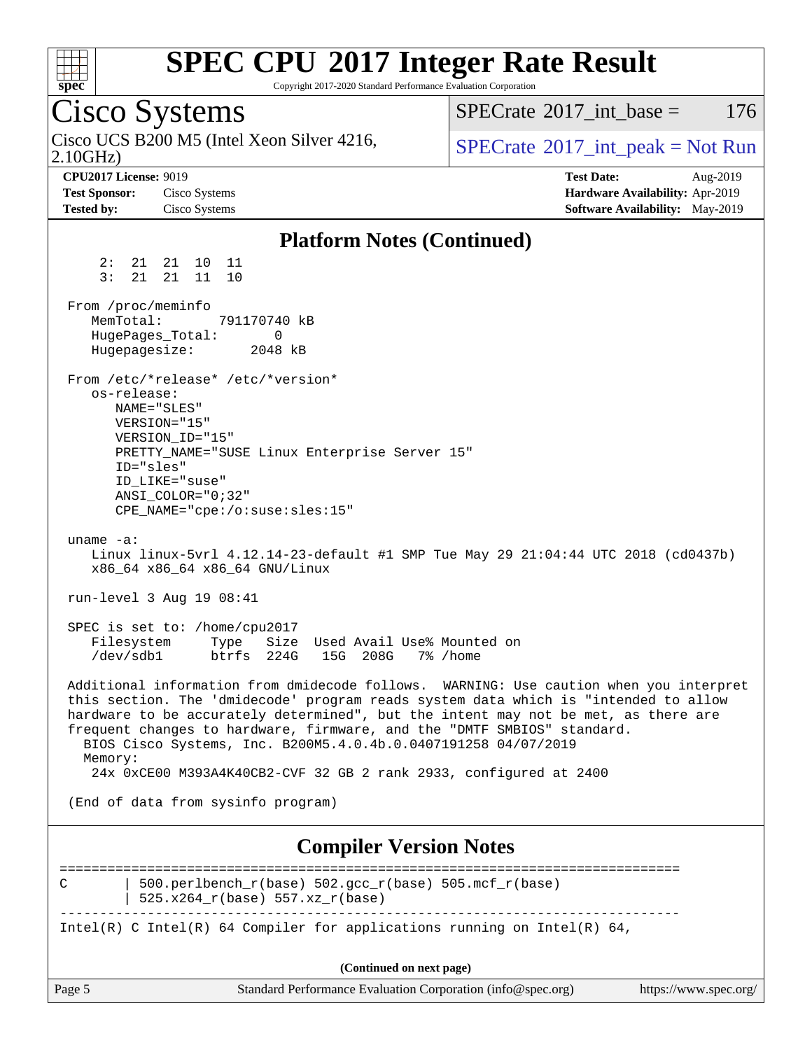## Platform Notes (Continued)

```
     2:  21  21  10  11
     3:  21  21  11  10

 From /proc/meminfo
    MemTotal:       791170740 kB
    HugePages_Total:       0
    Hugepagesize:       2048 kB

 From /etc/*release* /etc/*version*
    os-release:
       NAME="SLES"
       VERSION="15"
       VERSION_ID="15"
       PRETTY_NAME="SUSE Linux Enterprise Server 15"
       ID="sles"
       ID_LIKE="suse"
       ANSI_COLOR="0;32"
       CPE_NAME="cpe:/o:suse:sles:15"

 uname -a:
    Linux linux-5vrl 4.12.14-23-default #1 SMP Tue May 29 21:04:44 UTC 2018 (cd0437b)
    x86_64 x86_64 x86_64 GNU/Linux

 run-level 3 Aug 19 08:41

 SPEC is set to: /home/cpu2017
    Filesystem     Type   Size  Used Avail Use% Mounted on
    /dev/sdb1      btrfs  224G   15G  208G   7% /home

 Additional information from dmidecode follows.  WARNING: Use caution when you interpret
 this section. The 'dmidecode' program reads system data which is "intended to allow
 hardware to be accurately determined", but the intent may not be met, as there are
 frequent changes to hardware, firmware, and the "DMTF SMBIOS" standard.
   BIOS Cisco Systems, Inc. B200M5.4.0.4b.0407191258 04/07/2019
   Memory:
    24x 0xCE00 M393A4K40CB2-CVF 32 GB 2 rank 2933, configured at 2400

 (End of data from sysinfo program)
```

## Compiler Version Notes

```
==============================================================================
C       | 500.perlbench_r(base) 502.gcc_r(base) 505.mcf_r(base)
        | 525.x264_r(base) 557.xz_r(base)
------------------------------------------------------------------------------
Intel(R) C Intel(R) 64 Compiler for applications running on Intel(R) 64,
```

(Continued on next page)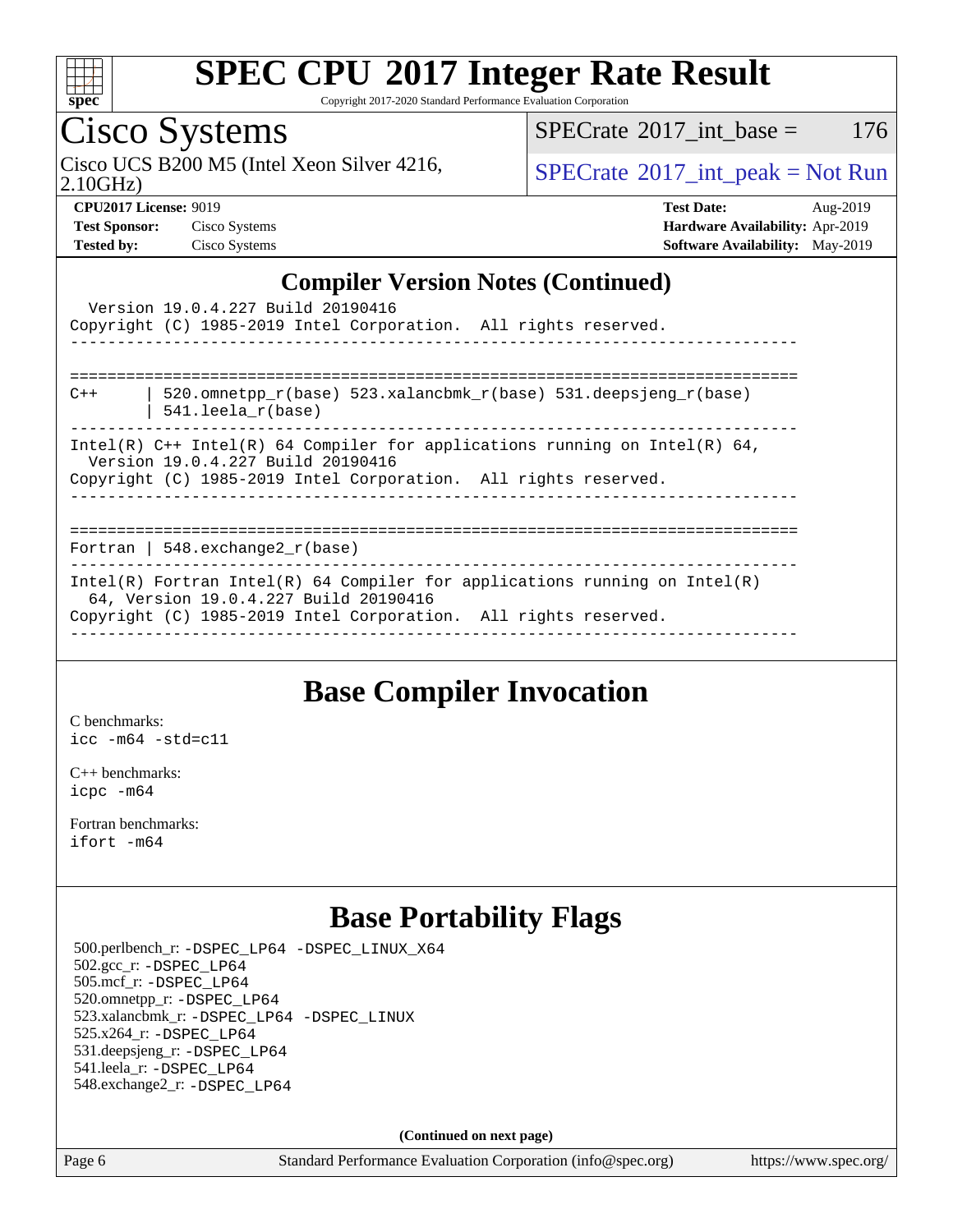# SPEC CPU 2017 Integer Rate Result

Copyright 2017-2020 Standard Performance Evaluation Corporation

## Cisco Systems

Cisco UCS B200 M5 (Intel Xeon Silver 4216, 2.10GHz)

SPECrate 2017_int_base = 176

SPECrate 2017_int_peak = Not Run

**CPU2017 License:** 9019
**Test Sponsor:** Cisco Systems
**Tested by:** Cisco Systems

**Test Date:** Aug-2019
**Hardware Availability:** Apr-2019
**Software Availability:** May-2019

## Compiler Version Notes (Continued)

```
  Version 19.0.4.227 Build 20190416
Copyright (C) 1985-2019 Intel Corporation.  All rights reserved.
------------------------------------------------------------------------------


==============================================================================
C++      | 520.omnetpp_r(base) 523.xalancbmk_r(base) 531.deepsjeng_r(base)
         | 541.leela_r(base)
------------------------------------------------------------------------------
Intel(R) C++ Intel(R) 64 Compiler for applications running on Intel(R) 64,
  Version 19.0.4.227 Build 20190416
Copyright (C) 1985-2019 Intel Corporation.  All rights reserved.
------------------------------------------------------------------------------


==============================================================================
Fortran | 548.exchange2_r(base)
------------------------------------------------------------------------------
Intel(R) Fortran Intel(R) 64 Compiler for applications running on Intel(R)
  64, Version 19.0.4.227 Build 20190416
Copyright (C) 1985-2019 Intel Corporation.  All rights reserved.
------------------------------------------------------------------------------
```

## Base Compiler Invocation

C benchmarks:
`icc -m64 -std=c11`

C++ benchmarks:
`icpc -m64`

Fortran benchmarks:
`ifort -m64`

## Base Portability Flags

500.perlbench_r: -DSPEC_LP64 -DSPEC_LINUX_X64
502.gcc_r: -DSPEC_LP64
505.mcf_r: -DSPEC_LP64
520.omnetpp_r: -DSPEC_LP64
523.xalancbmk_r: -DSPEC_LP64 -DSPEC_LINUX
525.x264_r: -DSPEC_LP64
531.deepsjeng_r: -DSPEC_LP64
541.leela_r: -DSPEC_LP64
548.exchange2_r: -DSPEC_LP64

**(Continued on next page)**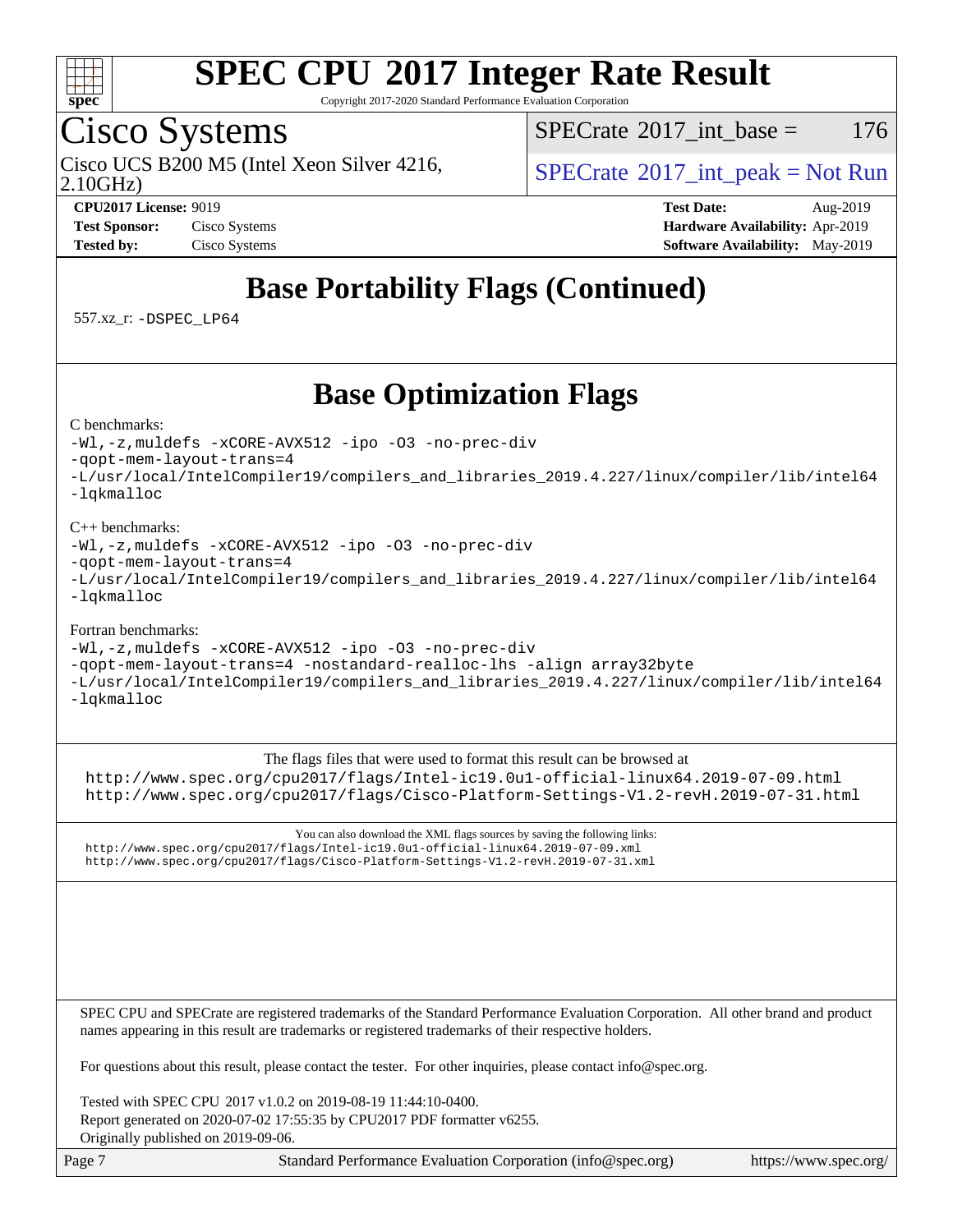# SPEC CPU 2017 Integer Rate Result

Copyright 2017-2020 Standard Performance Evaluation Corporation

## Cisco Systems

Cisco UCS B200 M5 (Intel Xeon Silver 4216, 2.10GHz)

SPECrate 2017_int_base = 176

SPECrate 2017_int_peak = Not Run

**CPU2017 License:** 9019
**Test Sponsor:** Cisco Systems
**Tested by:** Cisco Systems

**Test Date:** Aug-2019
**Hardware Availability:** Apr-2019
**Software Availability:** May-2019

## Base Portability Flags (Continued)

557.xz_r: -DSPEC_LP64

## Base Optimization Flags

C benchmarks:

```
-Wl,-z,muldefs -xCORE-AVX512 -ipo -O3 -no-prec-div
-qopt-mem-layout-trans=4
-L/usr/local/IntelCompiler19/compilers_and_libraries_2019.4.227/linux/compiler/lib/intel64
-lqkmalloc
```

C++ benchmarks:

```
-Wl,-z,muldefs -xCORE-AVX512 -ipo -O3 -no-prec-div
-qopt-mem-layout-trans=4
-L/usr/local/IntelCompiler19/compilers_and_libraries_2019.4.227/linux/compiler/lib/intel64
-lqkmalloc
```

Fortran benchmarks:

```
-Wl,-z,muldefs -xCORE-AVX512 -ipo -O3 -no-prec-div
-qopt-mem-layout-trans=4 -nostandard-realloc-lhs -align array32byte
-L/usr/local/IntelCompiler19/compilers_and_libraries_2019.4.227/linux/compiler/lib/intel64
-lqkmalloc
```

The flags files that were used to format this result can be browsed at
http://www.spec.org/cpu2017/flags/Intel-ic19.0u1-official-linux64.2019-07-09.html
http://www.spec.org/cpu2017/flags/Cisco-Platform-Settings-V1.2-revH.2019-07-31.html

You can also download the XML flags sources by saving the following links:
http://www.spec.org/cpu2017/flags/Intel-ic19.0u1-official-linux64.2019-07-09.xml
http://www.spec.org/cpu2017/flags/Cisco-Platform-Settings-V1.2-revH.2019-07-31.xml

SPEC CPU and SPECrate are registered trademarks of the Standard Performance Evaluation Corporation. All other brand and product names appearing in this result are trademarks or registered trademarks of their respective holders.

For questions about this result, please contact the tester. For other inquiries, please contact info@spec.org.

Tested with SPEC CPU 2017 v1.0.2 on 2019-08-19 11:44:10-0400.
Report generated on 2020-07-02 17:55:35 by CPU2017 PDF formatter v6255.
Originally published on 2019-09-06.